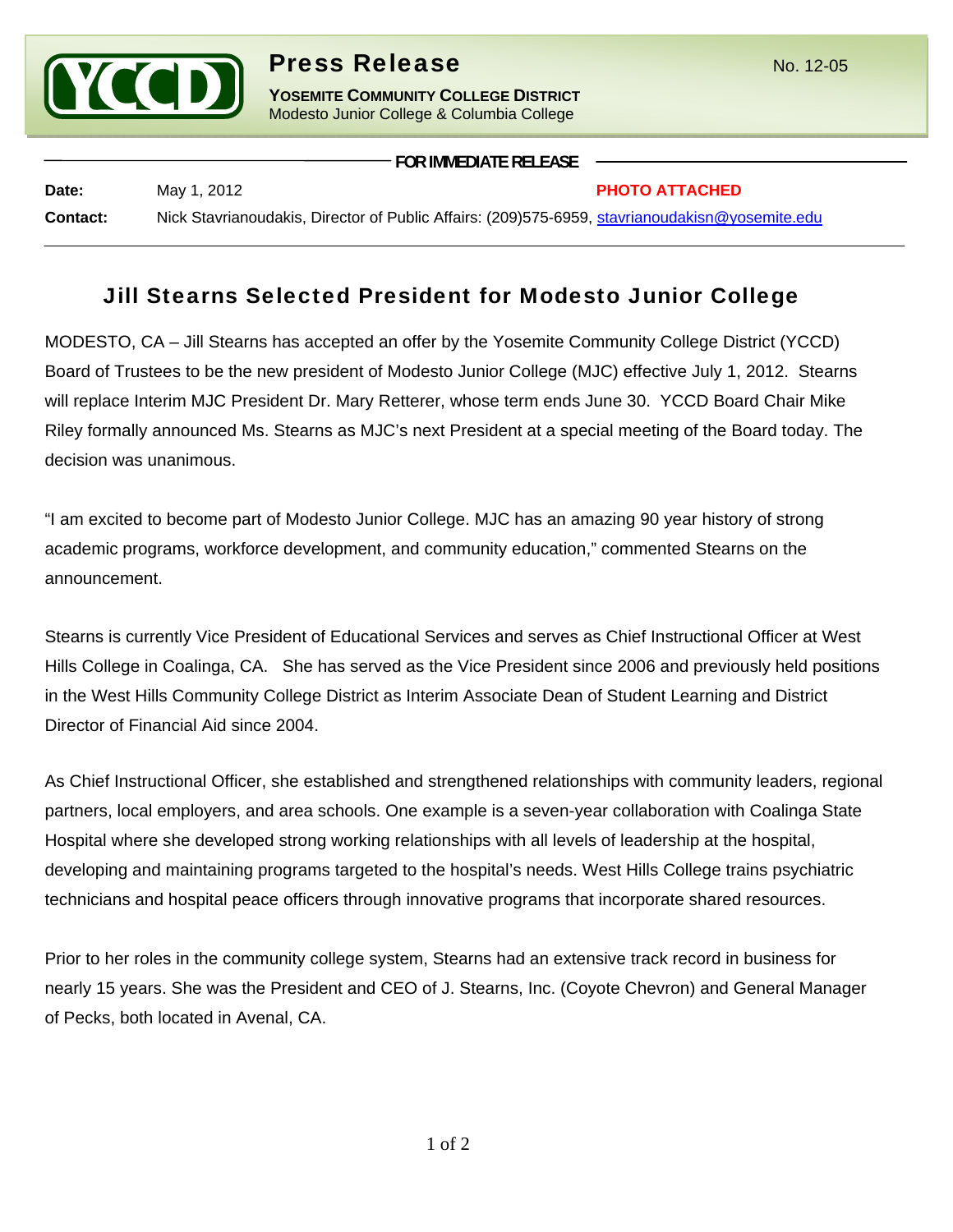# Press Release

No. 12-05

**YOSEMITE COMMUNITY COLLEGE DISTRICT**
Modesto Junior College & Columbia College

**FOR IMMEDIATE RELEASE**

**Date:** May 1, 2012 **PHOTO ATTACHED**

**Contact:** Nick Stavrianoudakis, Director of Public Affairs: (209)575-6959, stavrianoudakisn@yosemite.edu

## Jill Stearns Selected President for Modesto Junior College

MODESTO, CA – Jill Stearns has accepted an offer by the Yosemite Community College District (YCCD) Board of Trustees to be the new president of Modesto Junior College (MJC) effective July 1, 2012. Stearns will replace Interim MJC President Dr. Mary Retterer, whose term ends June 30. YCCD Board Chair Mike Riley formally announced Ms. Stearns as MJC's next President at a special meeting of the Board today. The decision was unanimous.

"I am excited to become part of Modesto Junior College. MJC has an amazing 90 year history of strong academic programs, workforce development, and community education," commented Stearns on the announcement.

Stearns is currently Vice President of Educational Services and serves as Chief Instructional Officer at West Hills College in Coalinga, CA. She has served as the Vice President since 2006 and previously held positions in the West Hills Community College District as Interim Associate Dean of Student Learning and District Director of Financial Aid since 2004.

As Chief Instructional Officer, she established and strengthened relationships with community leaders, regional partners, local employers, and area schools. One example is a seven-year collaboration with Coalinga State Hospital where she developed strong working relationships with all levels of leadership at the hospital, developing and maintaining programs targeted to the hospital's needs. West Hills College trains psychiatric technicians and hospital peace officers through innovative programs that incorporate shared resources.

Prior to her roles in the community college system, Stearns had an extensive track record in business for nearly 15 years. She was the President and CEO of J. Stearns, Inc. (Coyote Chevron) and General Manager of Pecks, both located in Avenal, CA.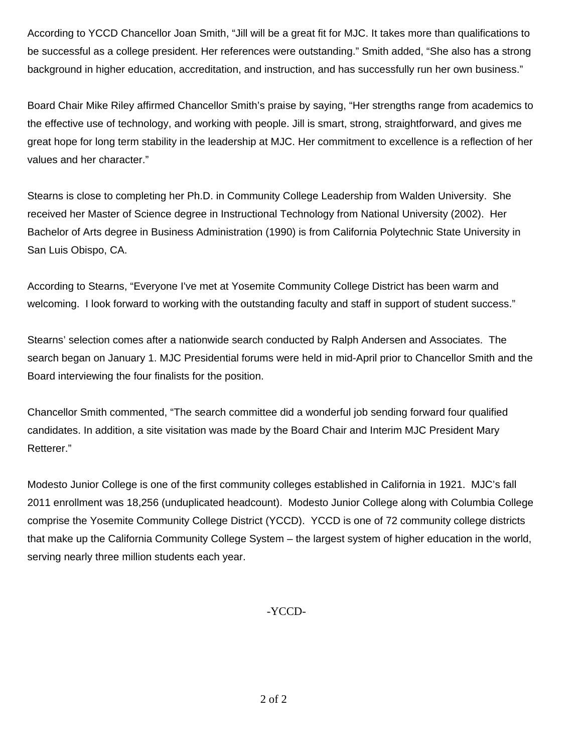According to YCCD Chancellor Joan Smith, “Jill will be a great fit for MJC. It takes more than qualifications to be successful as a college president. Her references were outstanding.” Smith added, “She also has a strong background in higher education, accreditation, and instruction, and has successfully run her own business.”

Board Chair Mike Riley affirmed Chancellor Smith’s praise by saying, “Her strengths range from academics to the effective use of technology, and working with people. Jill is smart, strong, straightforward, and gives me great hope for long term stability in the leadership at MJC. Her commitment to excellence is a reflection of her values and her character.”

Stearns is close to completing her Ph.D. in Community College Leadership from Walden University. She received her Master of Science degree in Instructional Technology from National University (2002). Her Bachelor of Arts degree in Business Administration (1990) is from California Polytechnic State University in San Luis Obispo, CA.

According to Stearns, “Everyone I've met at Yosemite Community College District has been warm and welcoming. I look forward to working with the outstanding faculty and staff in support of student success.”

Stearns’ selection comes after a nationwide search conducted by Ralph Andersen and Associates. The search began on January 1. MJC Presidential forums were held in mid-April prior to Chancellor Smith and the Board interviewing the four finalists for the position.

Chancellor Smith commented, “The search committee did a wonderful job sending forward four qualified candidates. In addition, a site visitation was made by the Board Chair and Interim MJC President Mary Retterer.”

Modesto Junior College is one of the first community colleges established in California in 1921. MJC’s fall 2011 enrollment was 18,256 (unduplicated headcount). Modesto Junior College along with Columbia College comprise the Yosemite Community College District (YCCD). YCCD is one of 72 community college districts that make up the California Community College System – the largest system of higher education in the world, serving nearly three million students each year.

-YCCD-